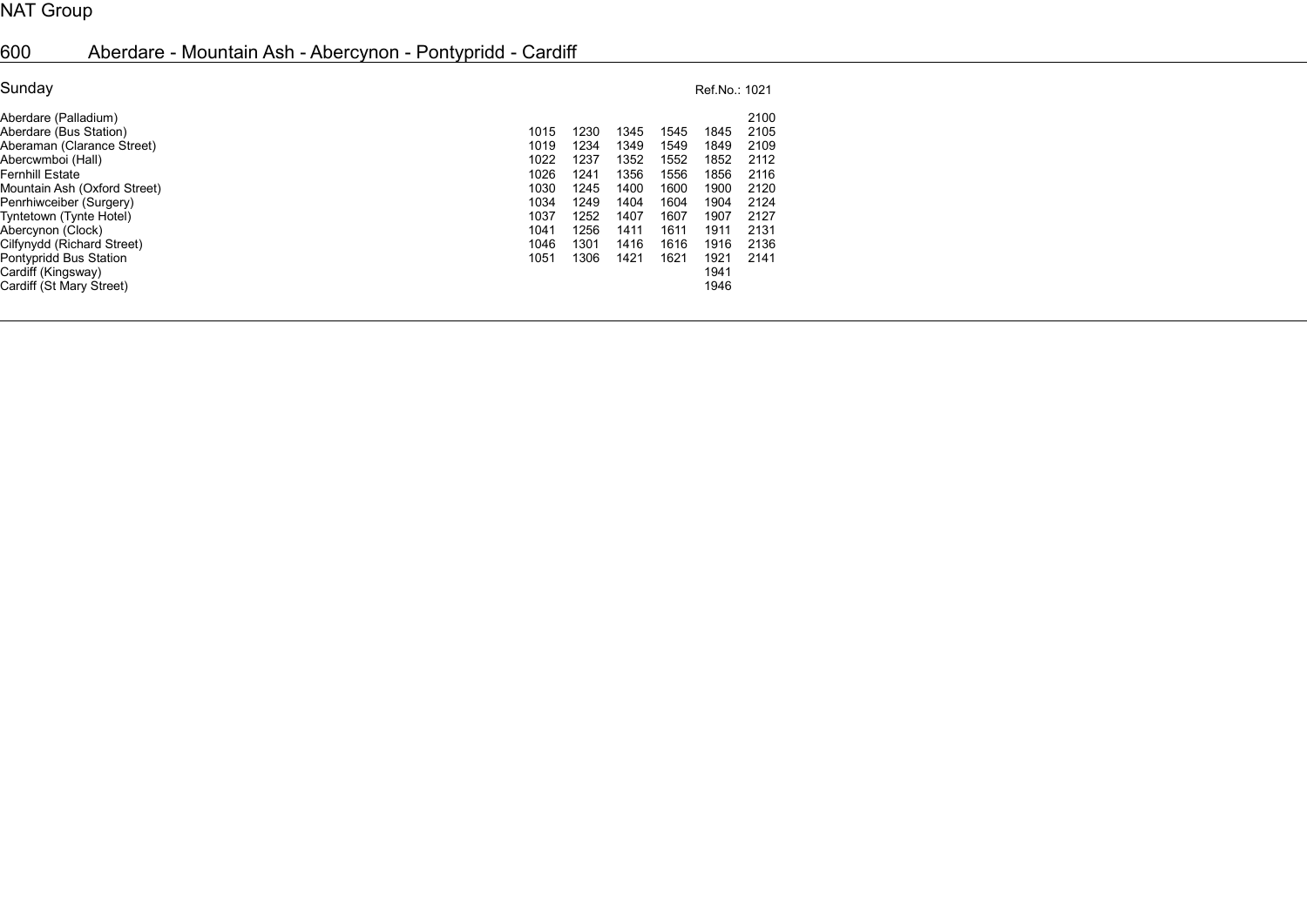NAT Group

# 600 Aberdare - Mountain Ash - Abercynon - Pontypridd - Cardiff

## Sunday

Ref.No.: 1021

| Stop | | | | | | |
|---|---|---|---|---|---|---|
| Aberdare (Palladium) | | | | | | 2100 |
| Aberdare (Bus Station) | 1015 | 1230 | 1345 | 1545 | 1845 | 2105 |
| Aberaman (Clarance Street) | 1019 | 1234 | 1349 | 1549 | 1849 | 2109 |
| Abercwmboi (Hall) | 1022 | 1237 | 1352 | 1552 | 1852 | 2112 |
| Fernhill Estate | 1026 | 1241 | 1356 | 1556 | 1856 | 2116 |
| Mountain Ash (Oxford Street) | 1030 | 1245 | 1400 | 1600 | 1900 | 2120 |
| Penrhiwceiber (Surgery) | 1034 | 1249 | 1404 | 1604 | 1904 | 2124 |
| Tyntetown (Tynte Hotel) | 1037 | 1252 | 1407 | 1607 | 1907 | 2127 |
| Abercynon (Clock) | 1041 | 1256 | 1411 | 1611 | 1911 | 2131 |
| Cilfynydd (Richard Street) | 1046 | 1301 | 1416 | 1616 | 1916 | 2136 |
| Pontypridd Bus Station | 1051 | 1306 | 1421 | 1621 | 1921 | 2141 |
| Cardiff (Kingsway) | | | | | 1941 | |
| Cardiff (St Mary Street) | | | | | 1946 | |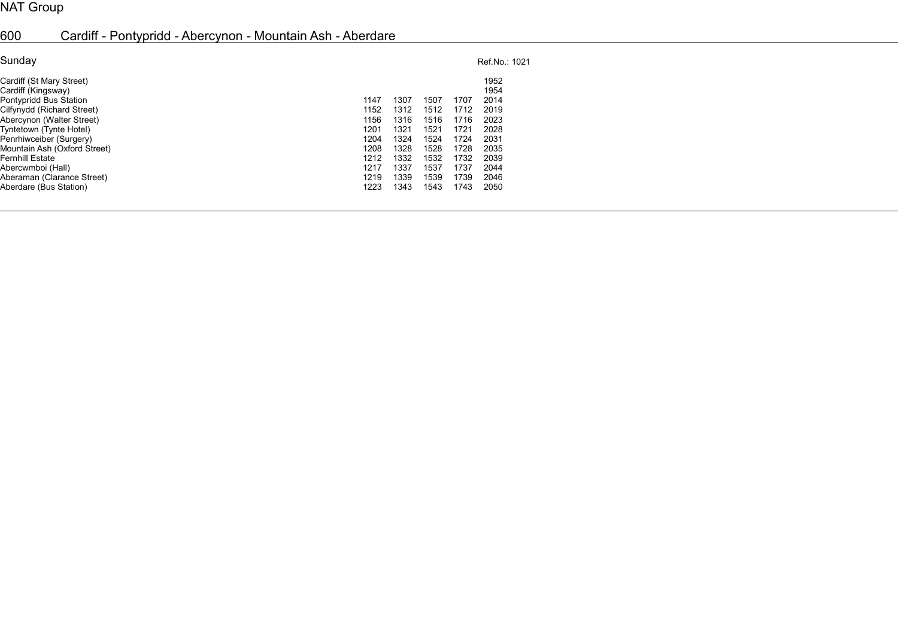NAT Group

## 600 Cardiff - Pontypridd - Abercynon - Mountain Ash - Aberdare

Sunday

Ref.No.: 1021

| | | | | | |
|---|---|---|---|---|---|
| Cardiff (St Mary Street) | | | | | 1952 |
| Cardiff (Kingsway) | | | | | 1954 |
| Pontypridd Bus Station | 1147 | 1307 | 1507 | 1707 | 2014 |
| Cilfynydd (Richard Street) | 1152 | 1312 | 1512 | 1712 | 2019 |
| Abercynon (Walter Street) | 1156 | 1316 | 1516 | 1716 | 2023 |
| Tyntetown (Tynte Hotel) | 1201 | 1321 | 1521 | 1721 | 2028 |
| Penrhiwceiber (Surgery) | 1204 | 1324 | 1524 | 1724 | 2031 |
| Mountain Ash (Oxford Street) | 1208 | 1328 | 1528 | 1728 | 2035 |
| Fernhill Estate | 1212 | 1332 | 1532 | 1732 | 2039 |
| Abercwmboi (Hall) | 1217 | 1337 | 1537 | 1737 | 2044 |
| Aberaman (Clarance Street) | 1219 | 1339 | 1539 | 1739 | 2046 |
| Aberdare (Bus Station) | 1223 | 1343 | 1543 | 1743 | 2050 |